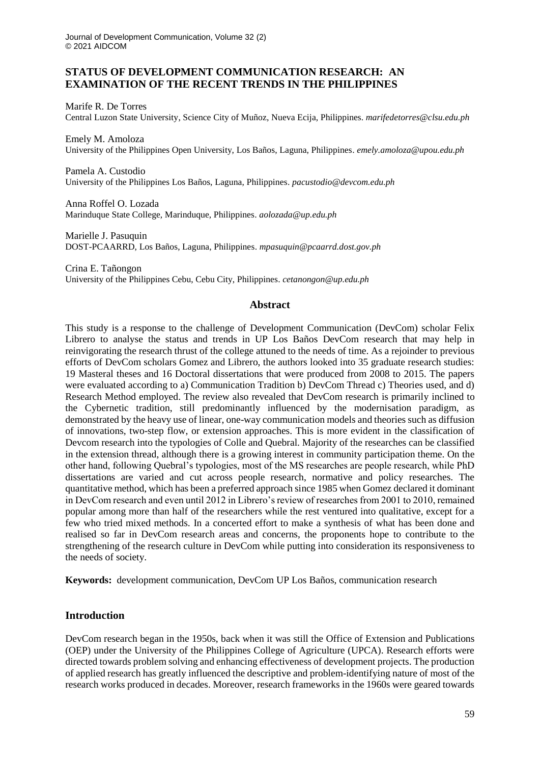# STATUS OF DEVELOPMENT COMMUNICATION RESEARCH: AN EXAMINATION OF THE RECENT TRENDS IN THE PHILIPPINES

Marife R. De Torres
Central Luzon State University, Science City of Muñoz, Nueva Ecija, Philippines. *marifedetorres@clsu.edu.ph*

Emely M. Amoloza
University of the Philippines Open University, Los Baños, Laguna, Philippines. *emely.amoloza@upou.edu.ph*

Pamela A. Custodio
University of the Philippines Los Baños, Laguna, Philippines. *pacustodio@devcom.edu.ph*

Anna Roffel O. Lozada
Marinduque State College, Marinduque, Philippines. *aolozada@up.edu.ph*

Marielle J. Pasuquin
DOST-PCAARRD, Los Baños, Laguna, Philippines. *mpasuquin@pcaarrd.dost.gov.ph*

Crina E. Tañongon
University of the Philippines Cebu, Cebu City, Philippines. *cetanongon@up.edu.ph*

## Abstract

This study is a response to the challenge of Development Communication (DevCom) scholar Felix Librero to analyse the status and trends in UP Los Baños DevCom research that may help in reinvigorating the research thrust of the college attuned to the needs of time. As a rejoinder to previous efforts of DevCom scholars Gomez and Librero, the authors looked into 35 graduate research studies: 19 Masteral theses and 16 Doctoral dissertations that were produced from 2008 to 2015. The papers were evaluated according to a) Communication Tradition b) DevCom Thread c) Theories used, and d) Research Method employed. The review also revealed that DevCom research is primarily inclined to the Cybernetic tradition, still predominantly influenced by the modernisation paradigm, as demonstrated by the heavy use of linear, one-way communication models and theories such as diffusion of innovations, two-step flow, or extension approaches. This is more evident in the classification of Devcom research into the typologies of Colle and Quebral. Majority of the researches can be classified in the extension thread, although there is a growing interest in community participation theme. On the other hand, following Quebral's typologies, most of the MS researches are people research, while PhD dissertations are varied and cut across people research, normative and policy researches. The quantitative method, which has been a preferred approach since 1985 when Gomez declared it dominant in DevCom research and even until 2012 in Librero's review of researches from 2001 to 2010, remained popular among more than half of the researchers while the rest ventured into qualitative, except for a few who tried mixed methods. In a concerted effort to make a synthesis of what has been done and realised so far in DevCom research areas and concerns, the proponents hope to contribute to the strengthening of the research culture in DevCom while putting into consideration its responsiveness to the needs of society.

**Keywords:** development communication, DevCom UP Los Baños, communication research

## Introduction

DevCom research began in the 1950s, back when it was still the Office of Extension and Publications (OEP) under the University of the Philippines College of Agriculture (UPCA). Research efforts were directed towards problem solving and enhancing effectiveness of development projects. The production of applied research has greatly influenced the descriptive and problem-identifying nature of most of the research works produced in decades. Moreover, research frameworks in the 1960s were geared towards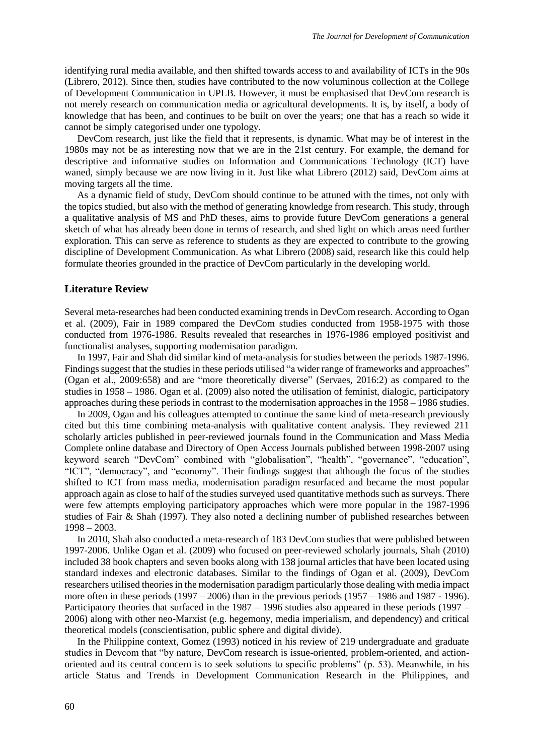identifying rural media available, and then shifted towards access to and availability of ICTs in the 90s (Librero, 2012). Since then, studies have contributed to the now voluminous collection at the College of Development Communication in UPLB. However, it must be emphasised that DevCom research is not merely research on communication media or agricultural developments. It is, by itself, a body of knowledge that has been, and continues to be built on over the years; one that has a reach so wide it cannot be simply categorised under one typology.

DevCom research, just like the field that it represents, is dynamic. What may be of interest in the 1980s may not be as interesting now that we are in the 21st century. For example, the demand for descriptive and informative studies on Information and Communications Technology (ICT) have waned, simply because we are now living in it. Just like what Librero (2012) said, DevCom aims at moving targets all the time.

As a dynamic field of study, DevCom should continue to be attuned with the times, not only with the topics studied, but also with the method of generating knowledge from research. This study, through a qualitative analysis of MS and PhD theses, aims to provide future DevCom generations a general sketch of what has already been done in terms of research, and shed light on which areas need further exploration. This can serve as reference to students as they are expected to contribute to the growing discipline of Development Communication. As what Librero (2008) said, research like this could help formulate theories grounded in the practice of DevCom particularly in the developing world.

## Literature Review

Several meta-researches had been conducted examining trends in DevCom research. According to Ogan et al. (2009), Fair in 1989 compared the DevCom studies conducted from 1958-1975 with those conducted from 1976-1986. Results revealed that researches in 1976-1986 employed positivist and functionalist analyses, supporting modernisation paradigm.

In 1997, Fair and Shah did similar kind of meta-analysis for studies between the periods 1987-1996. Findings suggest that the studies in these periods utilised "a wider range of frameworks and approaches" (Ogan et al., 2009:658) and are "more theoretically diverse" (Servaes, 2016:2) as compared to the studies in 1958 – 1986. Ogan et al. (2009) also noted the utilisation of feminist, dialogic, participatory approaches during these periods in contrast to the modernisation approaches in the 1958 – 1986 studies.

In 2009, Ogan and his colleagues attempted to continue the same kind of meta-research previously cited but this time combining meta-analysis with qualitative content analysis. They reviewed 211 scholarly articles published in peer-reviewed journals found in the Communication and Mass Media Complete online database and Directory of Open Access Journals published between 1998-2007 using keyword search "DevCom" combined with "globalisation", "health", "governance", "education", "ICT", "democracy", and "economy". Their findings suggest that although the focus of the studies shifted to ICT from mass media, modernisation paradigm resurfaced and became the most popular approach again as close to half of the studies surveyed used quantitative methods such as surveys. There were few attempts employing participatory approaches which were more popular in the 1987-1996 studies of Fair & Shah (1997). They also noted a declining number of published researches between 1998 – 2003.

In 2010, Shah also conducted a meta-research of 183 DevCom studies that were published between 1997-2006. Unlike Ogan et al. (2009) who focused on peer-reviewed scholarly journals, Shah (2010) included 38 book chapters and seven books along with 138 journal articles that have been located using standard indexes and electronic databases. Similar to the findings of Ogan et al. (2009), DevCom researchers utilised theories in the modernisation paradigm particularly those dealing with media impact more often in these periods (1997 – 2006) than in the previous periods (1957 – 1986 and 1987 - 1996). Participatory theories that surfaced in the 1987 – 1996 studies also appeared in these periods (1997 – 2006) along with other neo-Marxist (e.g. hegemony, media imperialism, and dependency) and critical theoretical models (conscientisation, public sphere and digital divide).

In the Philippine context, Gomez (1993) noticed in his review of 219 undergraduate and graduate studies in Devcom that "by nature, DevCom research is issue-oriented, problem-oriented, and action-oriented and its central concern is to seek solutions to specific problems" (p. 53). Meanwhile, in his article Status and Trends in Development Communication Research in the Philippines, and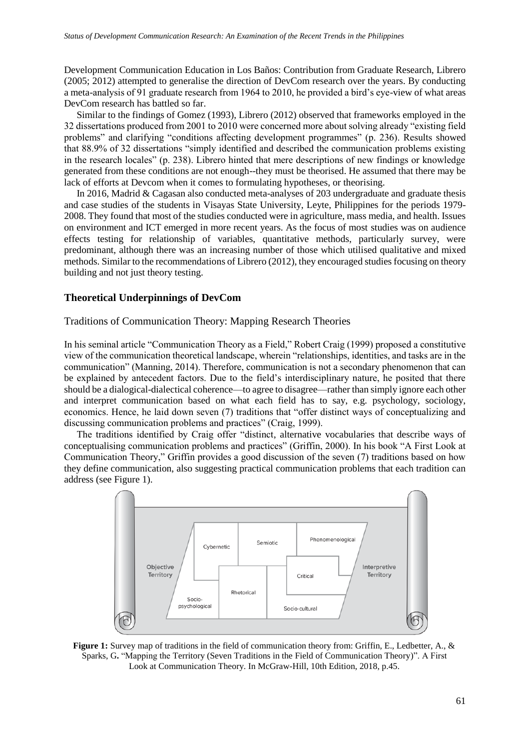Development Communication Education in Los Baños: Contribution from Graduate Research, Librero (2005; 2012) attempted to generalise the direction of DevCom research over the years. By conducting a meta-analysis of 91 graduate research from 1964 to 2010, he provided a bird's eye-view of what areas DevCom research has battled so far.

Similar to the findings of Gomez (1993), Librero (2012) observed that frameworks employed in the 32 dissertations produced from 2001 to 2010 were concerned more about solving already "existing field problems" and clarifying "conditions affecting development programmes" (p. 236). Results showed that 88.9% of 32 dissertations "simply identified and described the communication problems existing in the research locales" (p. 238). Librero hinted that mere descriptions of new findings or knowledge generated from these conditions are not enough--they must be theorised. He assumed that there may be lack of efforts at Devcom when it comes to formulating hypotheses, or theorising.

In 2016, Madrid & Cagasan also conducted meta-analyses of 203 undergraduate and graduate thesis and case studies of the students in Visayas State University, Leyte, Philippines for the periods 1979-2008. They found that most of the studies conducted were in agriculture, mass media, and health. Issues on environment and ICT emerged in more recent years. As the focus of most studies was on audience effects testing for relationship of variables, quantitative methods, particularly survey, were predominant, although there was an increasing number of those which utilised qualitative and mixed methods. Similar to the recommendations of Librero (2012), they encouraged studies focusing on theory building and not just theory testing.

## Theoretical Underpinnings of DevCom

### Traditions of Communication Theory: Mapping Research Theories

In his seminal article "Communication Theory as a Field," Robert Craig (1999) proposed a constitutive view of the communication theoretical landscape, wherein "relationships, identities, and tasks are in the communication" (Manning, 2014). Therefore, communication is not a secondary phenomenon that can be explained by antecedent factors. Due to the field's interdisciplinary nature, he posited that there should be a dialogical-dialectical coherence—to agree to disagree—rather than simply ignore each other and interpret communication based on what each field has to say, e.g. psychology, sociology, economics. Hence, he laid down seven (7) traditions that "offer distinct ways of conceptualizing and discussing communication problems and practices" (Craig, 1999).

The traditions identified by Craig offer "distinct, alternative vocabularies that describe ways of conceptualising communication problems and practices" (Griffin, 2000). In his book "A First Look at Communication Theory," Griffin provides a good discussion of the seven (7) traditions based on how they define communication, also suggesting practical communication problems that each tradition can address (see Figure 1).

**Figure 1:** Survey map of traditions in the field of communication theory from: Griffin, E., Ledbetter, A., & Sparks, G. "Mapping the Territory (Seven Traditions in the Field of Communication Theory)". A First Look at Communication Theory. In McGraw-Hill, 10th Edition, 2018, p.45.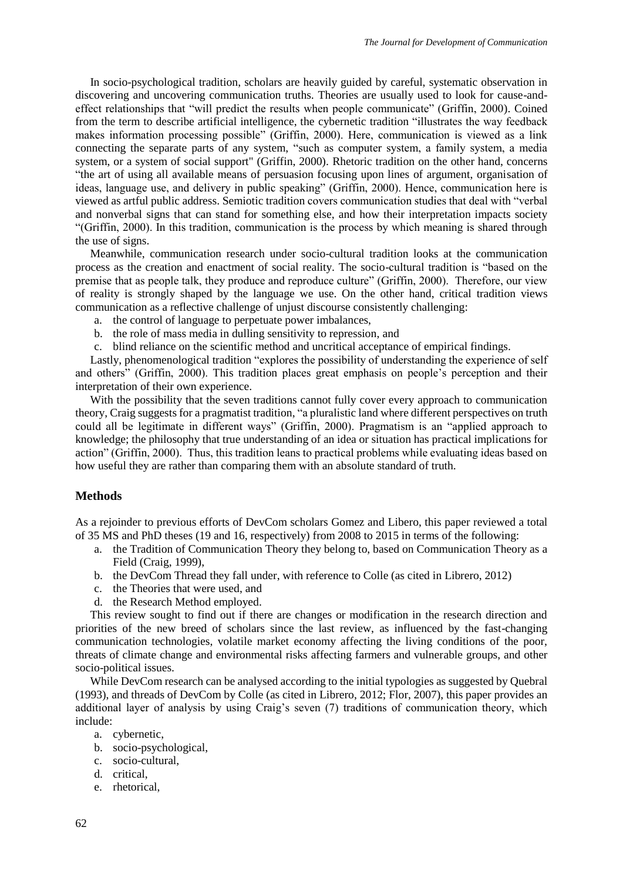In socio-psychological tradition, scholars are heavily guided by careful, systematic observation in discovering and uncovering communication truths. Theories are usually used to look for cause-and-effect relationships that "will predict the results when people communicate" (Griffin, 2000). Coined from the term to describe artificial intelligence, the cybernetic tradition "illustrates the way feedback makes information processing possible" (Griffin, 2000). Here, communication is viewed as a link connecting the separate parts of any system, "such as computer system, a family system, a media system, or a system of social support" (Griffin, 2000). Rhetoric tradition on the other hand, concerns "the art of using all available means of persuasion focusing upon lines of argument, organisation of ideas, language use, and delivery in public speaking" (Griffin, 2000). Hence, communication here is viewed as artful public address. Semiotic tradition covers communication studies that deal with "verbal and nonverbal signs that can stand for something else, and how their interpretation impacts society "(Griffin, 2000). In this tradition, communication is the process by which meaning is shared through the use of signs.

Meanwhile, communication research under socio-cultural tradition looks at the communication process as the creation and enactment of social reality. The socio-cultural tradition is "based on the premise that as people talk, they produce and reproduce culture" (Griffin, 2000). Therefore, our view of reality is strongly shaped by the language we use. On the other hand, critical tradition views communication as a reflective challenge of unjust discourse consistently challenging:

a. the control of language to perpetuate power imbalances,
b. the role of mass media in dulling sensitivity to repression, and
c. blind reliance on the scientific method and uncritical acceptance of empirical findings.

Lastly, phenomenological tradition "explores the possibility of understanding the experience of self and others" (Griffin, 2000). This tradition places great emphasis on people's perception and their interpretation of their own experience.

With the possibility that the seven traditions cannot fully cover every approach to communication theory, Craig suggests for a pragmatist tradition, "a pluralistic land where different perspectives on truth could all be legitimate in different ways" (Griffin, 2000). Pragmatism is an "applied approach to knowledge; the philosophy that true understanding of an idea or situation has practical implications for action" (Griffin, 2000). Thus, this tradition leans to practical problems while evaluating ideas based on how useful they are rather than comparing them with an absolute standard of truth.

## Methods

As a rejoinder to previous efforts of DevCom scholars Gomez and Libero, this paper reviewed a total of 35 MS and PhD theses (19 and 16, respectively) from 2008 to 2015 in terms of the following:

a. the Tradition of Communication Theory they belong to, based on Communication Theory as a Field (Craig, 1999),
b. the DevCom Thread they fall under, with reference to Colle (as cited in Librero, 2012)
c. the Theories that were used, and
d. the Research Method employed.

This review sought to find out if there are changes or modification in the research direction and priorities of the new breed of scholars since the last review, as influenced by the fast-changing communication technologies, volatile market economy affecting the living conditions of the poor, threats of climate change and environmental risks affecting farmers and vulnerable groups, and other socio-political issues.

While DevCom research can be analysed according to the initial typologies as suggested by Quebral (1993), and threads of DevCom by Colle (as cited in Librero, 2012; Flor, 2007), this paper provides an additional layer of analysis by using Craig's seven (7) traditions of communication theory, which include:

a. cybernetic,
b. socio-psychological,
c. socio-cultural,
d. critical,
e. rhetorical,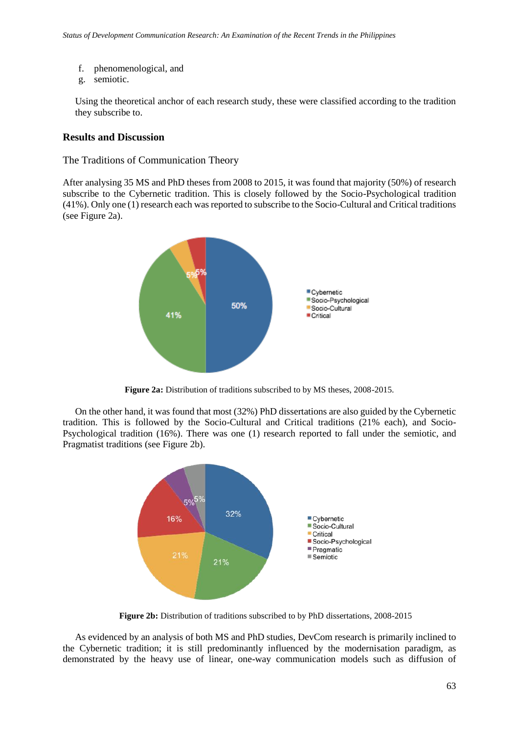f. phenomenological, and
g. semiotic.

Using the theoretical anchor of each research study, these were classified according to the tradition they subscribe to.

## Results and Discussion

### The Traditions of Communication Theory

After analysing 35 MS and PhD theses from 2008 to 2015, it was found that majority (50%) of research subscribe to the Cybernetic tradition. This is closely followed by the Socio-Psychological tradition (41%). Only one (1) research each was reported to subscribe to the Socio-Cultural and Critical traditions (see Figure 2a).

**Figure 2a:** Distribution of traditions subscribed to by MS theses, 2008-2015.

On the other hand, it was found that most (32%) PhD dissertations are also guided by the Cybernetic tradition. This is followed by the Socio-Cultural and Critical traditions (21% each), and Socio-Psychological tradition (16%). There was one (1) research reported to fall under the semiotic, and Pragmatist traditions (see Figure 2b).

**Figure 2b:** Distribution of traditions subscribed to by PhD dissertations, 2008-2015

As evidenced by an analysis of both MS and PhD studies, DevCom research is primarily inclined to the Cybernetic tradition; it is still predominantly influenced by the modernisation paradigm, as demonstrated by the heavy use of linear, one-way communication models such as diffusion of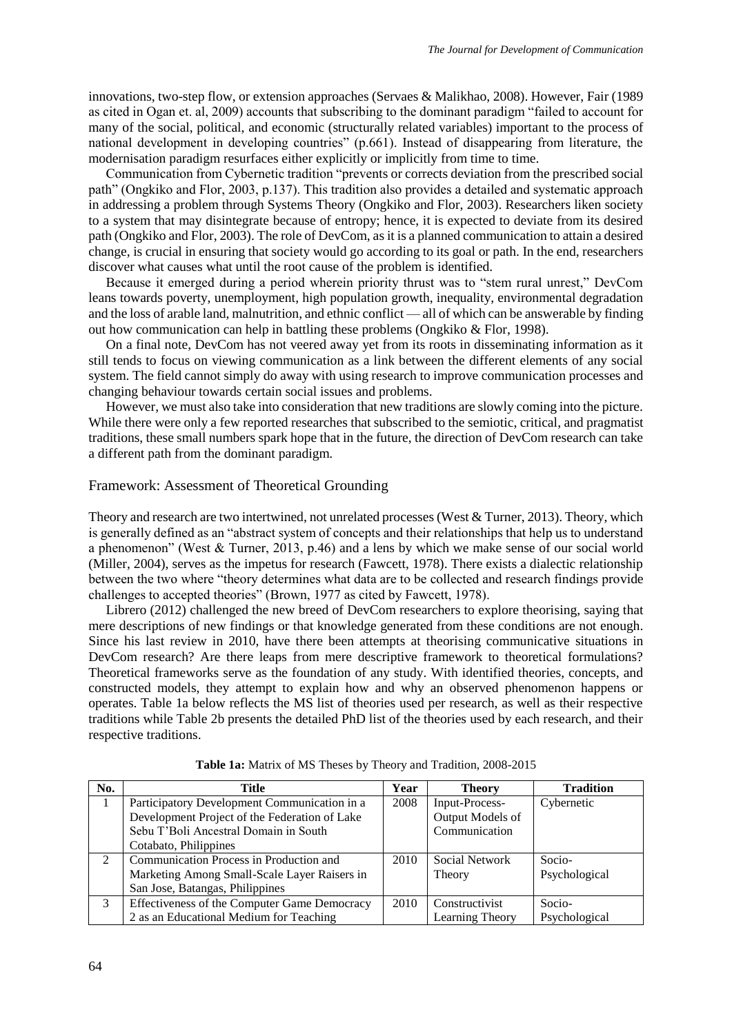innovations, two-step flow, or extension approaches (Servaes & Malikhao, 2008). However, Fair (1989 as cited in Ogan et. al, 2009) accounts that subscribing to the dominant paradigm "failed to account for many of the social, political, and economic (structurally related variables) important to the process of national development in developing countries" (p.661). Instead of disappearing from literature, the modernisation paradigm resurfaces either explicitly or implicitly from time to time.

Communication from Cybernetic tradition "prevents or corrects deviation from the prescribed social path" (Ongkiko and Flor, 2003, p.137). This tradition also provides a detailed and systematic approach in addressing a problem through Systems Theory (Ongkiko and Flor, 2003). Researchers liken society to a system that may disintegrate because of entropy; hence, it is expected to deviate from its desired path (Ongkiko and Flor, 2003). The role of DevCom, as it is a planned communication to attain a desired change, is crucial in ensuring that society would go according to its goal or path. In the end, researchers discover what causes what until the root cause of the problem is identified.

Because it emerged during a period wherein priority thrust was to "stem rural unrest," DevCom leans towards poverty, unemployment, high population growth, inequality, environmental degradation and the loss of arable land, malnutrition, and ethnic conflict — all of which can be answerable by finding out how communication can help in battling these problems (Ongkiko & Flor, 1998).

On a final note, DevCom has not veered away yet from its roots in disseminating information as it still tends to focus on viewing communication as a link between the different elements of any social system. The field cannot simply do away with using research to improve communication processes and changing behaviour towards certain social issues and problems.

However, we must also take into consideration that new traditions are slowly coming into the picture. While there were only a few reported researches that subscribed to the semiotic, critical, and pragmatist traditions, these small numbers spark hope that in the future, the direction of DevCom research can take a different path from the dominant paradigm.

## Framework: Assessment of Theoretical Grounding

Theory and research are two intertwined, not unrelated processes (West & Turner, 2013). Theory, which is generally defined as an "abstract system of concepts and their relationships that help us to understand a phenomenon" (West & Turner, 2013, p.46) and a lens by which we make sense of our social world (Miller, 2004), serves as the impetus for research (Fawcett, 1978). There exists a dialectic relationship between the two where "theory determines what data are to be collected and research findings provide challenges to accepted theories" (Brown, 1977 as cited by Fawcett, 1978).

Librero (2012) challenged the new breed of DevCom researchers to explore theorising, saying that mere descriptions of new findings or that knowledge generated from these conditions are not enough. Since his last review in 2010, have there been attempts at theorising communicative situations in DevCom research? Are there leaps from mere descriptive framework to theoretical formulations? Theoretical frameworks serve as the foundation of any study. With identified theories, concepts, and constructed models, they attempt to explain how and why an observed phenomenon happens or operates. Table 1a below reflects the MS list of theories used per research, as well as their respective traditions while Table 2b presents the detailed PhD list of the theories used by each research, and their respective traditions.

**Table 1a:** Matrix of MS Theses by Theory and Tradition, 2008-2015

| No. | Title | Year | Theory | Tradition |
|---|---|---|---|---|
| 1 | Participatory Development Communication in a Development Project of the Federation of Lake Sebu T'Boli Ancestral Domain in South Cotabato, Philippines | 2008 | Input-Process-Output Models of Communication | Cybernetic |
| 2 | Communication Process in Production and Marketing Among Small-Scale Layer Raisers in San Jose, Batangas, Philippines | 2010 | Social Network Theory | Socio-Psychological |
| 3 | Effectiveness of the Computer Game Democracy 2 as an Educational Medium for Teaching | 2010 | Constructivist Learning Theory | Socio-Psychological |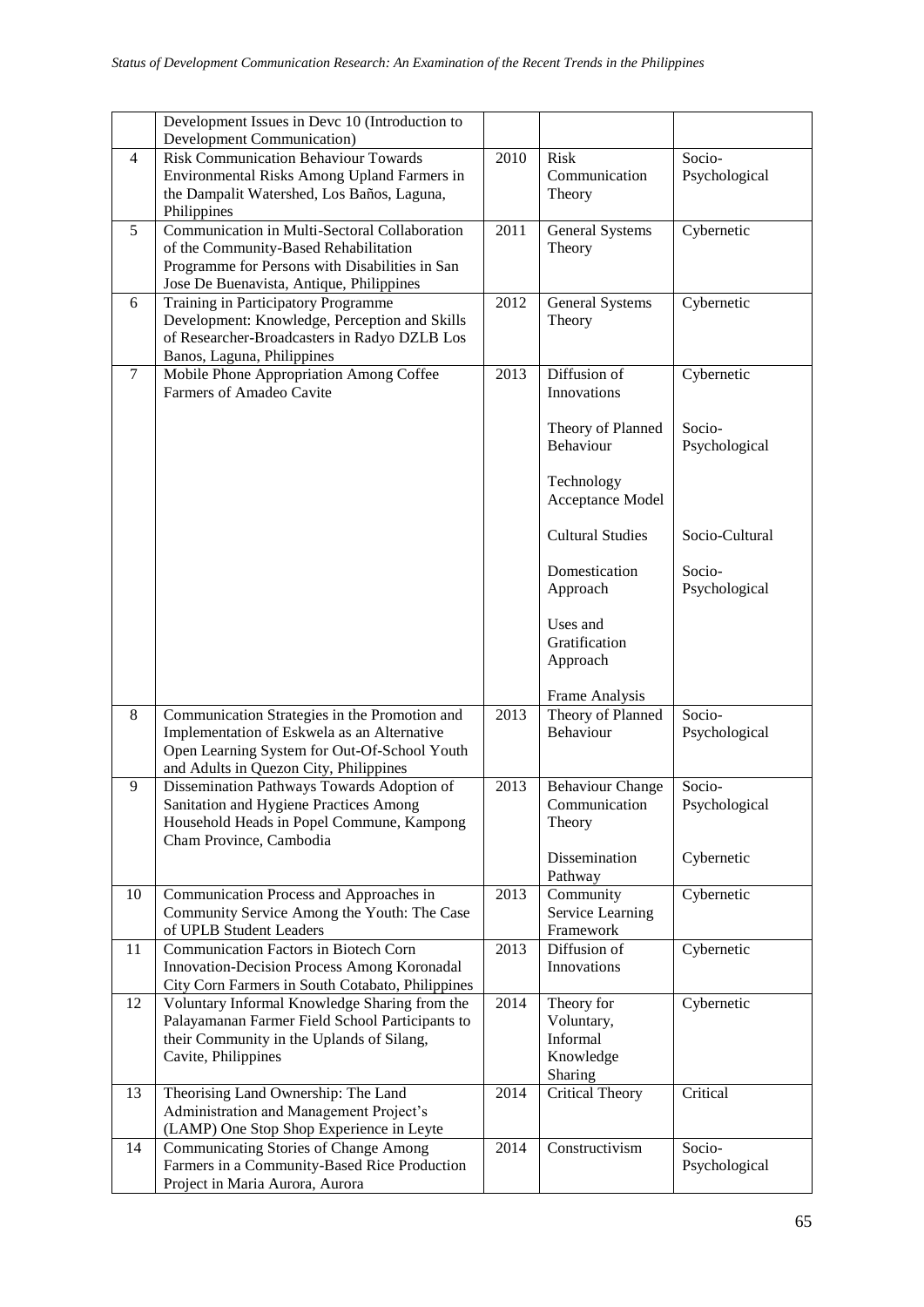| | Development Issues in Devc 10 (Introduction to Development Communication) | | | |
|---|---|---|---|---|
| 4 | Risk Communication Behaviour Towards Environmental Risks Among Upland Farmers in the Dampalit Watershed, Los Baños, Laguna, Philippines | 2010 | Risk Communication Theory | Socio-Psychological |
| 5 | Communication in Multi-Sectoral Collaboration of the Community-Based Rehabilitation Programme for Persons with Disabilities in San Jose De Buenavista, Antique, Philippines | 2011 | General Systems Theory | Cybernetic |
| 6 | Training in Participatory Programme Development: Knowledge, Perception and Skills of Researcher-Broadcasters in Radyo DZLB Los Banos, Laguna, Philippines | 2012 | General Systems Theory | Cybernetic |
| 7 | Mobile Phone Appropriation Among Coffee Farmers of Amadeo Cavite | 2013 | Diffusion of Innovations | Cybernetic |
| | | | Theory of Planned Behaviour | Socio-Psychological |
| | | | Technology Acceptance Model | |
| | | | Cultural Studies | Socio-Cultural |
| | | | Domestication Approach | Socio-Psychological |
| | | | Uses and Gratification Approach | |
| | | | Frame Analysis | |
| 8 | Communication Strategies in the Promotion and Implementation of Eskwela as an Alternative Open Learning System for Out-Of-School Youth and Adults in Quezon City, Philippines | 2013 | Theory of Planned Behaviour | Socio-Psychological |
| 9 | Dissemination Pathways Towards Adoption of Sanitation and Hygiene Practices Among Household Heads in Popel Commune, Kampong Cham Province, Cambodia | 2013 | Behaviour Change Communication Theory | Socio-Psychological |
| | | | Dissemination Pathway | Cybernetic |
| 10 | Communication Process and Approaches in Community Service Among the Youth: The Case of UPLB Student Leaders | 2013 | Community Service Learning Framework | Cybernetic |
| 11 | Communication Factors in Biotech Corn Innovation-Decision Process Among Koronadal City Corn Farmers in South Cotabato, Philippines | 2013 | Diffusion of Innovations | Cybernetic |
| 12 | Voluntary Informal Knowledge Sharing from the Palayamanan Farmer Field School Participants to their Community in the Uplands of Silang, Cavite, Philippines | 2014 | Theory for Voluntary, Informal Knowledge Sharing | Cybernetic |
| 13 | Theorising Land Ownership: The Land Administration and Management Project's (LAMP) One Stop Shop Experience in Leyte | 2014 | Critical Theory | Critical |
| 14 | Communicating Stories of Change Among Farmers in a Community-Based Rice Production Project in Maria Aurora, Aurora | 2014 | Constructivism | Socio-Psychological |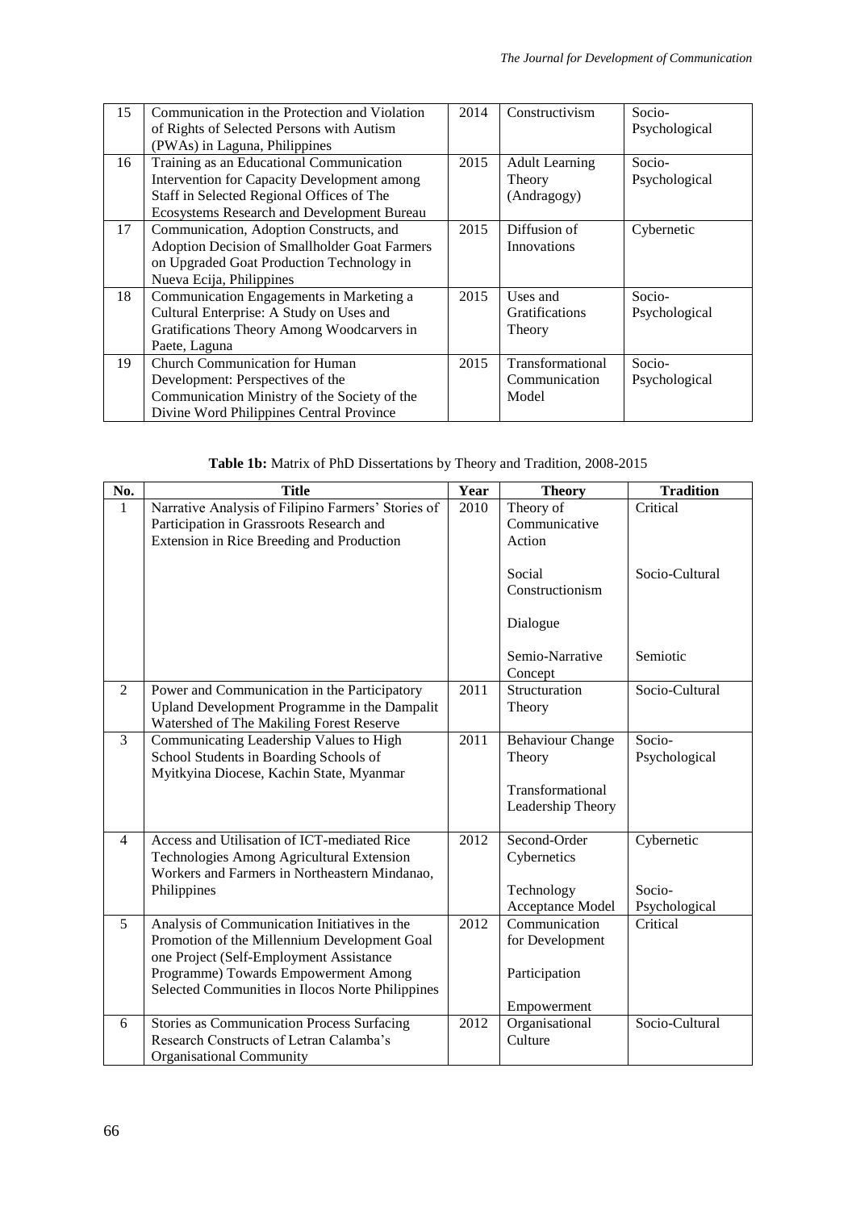| | | | | |
|---|---|---|---|---|
| 15 | Communication in the Protection and Violation of Rights of Selected Persons with Autism (PWAs) in Laguna, Philippines | 2014 | Constructivism | Socio-Psychological |
| 16 | Training as an Educational Communication Intervention for Capacity Development among Staff in Selected Regional Offices of The Ecosystems Research and Development Bureau | 2015 | Adult Learning Theory (Andragogy) | Socio-Psychological |
| 17 | Communication, Adoption Constructs, and Adoption Decision of Smallholder Goat Farmers on Upgraded Goat Production Technology in Nueva Ecija, Philippines | 2015 | Diffusion of Innovations | Cybernetic |
| 18 | Communication Engagements in Marketing a Cultural Enterprise: A Study on Uses and Gratifications Theory Among Woodcarvers in Paete, Laguna | 2015 | Uses and Gratifications Theory | Socio-Psychological |
| 19 | Church Communication for Human Development: Perspectives of the Communication Ministry of the Society of the Divine Word Philippines Central Province | 2015 | Transformational Communication Model | Socio-Psychological |

**Table 1b:** Matrix of PhD Dissertations by Theory and Tradition, 2008-2015

| No. | Title | Year | Theory | Tradition |
|---|---|---|---|---|
| 1 | Narrative Analysis of Filipino Farmers' Stories of Participation in Grassroots Research and Extension in Rice Breeding and Production | 2010 | Theory of Communicative Action | Critical |
| | | | Social Constructionism | Socio-Cultural |
| | | | Dialogue | |
| | | | Semio-Narrative Concept | Semiotic |
| 2 | Power and Communication in the Participatory Upland Development Programme in the Dampalit Watershed of The Makiling Forest Reserve | 2011 | Structuration Theory | Socio-Cultural |
| 3 | Communicating Leadership Values to High School Students in Boarding Schools of Myitkyina Diocese, Kachin State, Myanmar | 2011 | Behaviour Change Theory | Socio-Psychological |
| | | | Transformational Leadership Theory | |
| 4 | Access and Utilisation of ICT-mediated Rice Technologies Among Agricultural Extension Workers and Farmers in Northeastern Mindanao, Philippines | 2012 | Second-Order Cybernetics | Cybernetic |
| | | | Technology Acceptance Model | Socio-Psychological |
| 5 | Analysis of Communication Initiatives in the Promotion of the Millennium Development Goal one Project (Self-Employment Assistance Programme) Towards Empowerment Among Selected Communities in Ilocos Norte Philippines | 2012 | Communication for Development | Critical |
| | | | Participation | |
| | | | Empowerment | |
| 6 | Stories as Communication Process Surfacing Research Constructs of Letran Calamba's Organisational Community | 2012 | Organisational Culture | Socio-Cultural |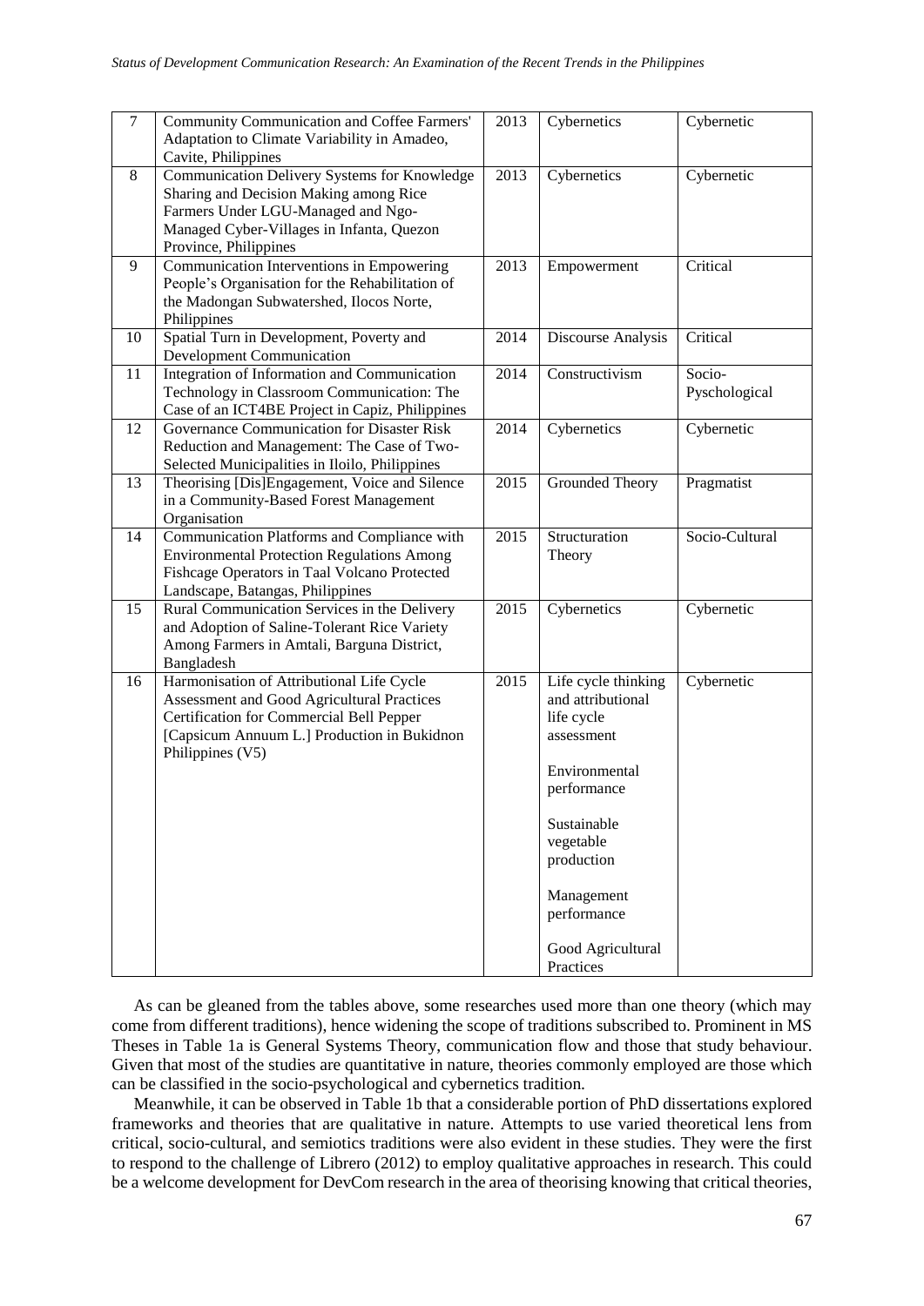| 7 | Community Communication and Coffee Farmers' Adaptation to Climate Variability in Amadeo, Cavite, Philippines | 2013 | Cybernetics | Cybernetic |
|---|---|---|---|---|
| 8 | Communication Delivery Systems for Knowledge Sharing and Decision Making among Rice Farmers Under LGU-Managed and Ngo-Managed Cyber-Villages in Infanta, Quezon Province, Philippines | 2013 | Cybernetics | Cybernetic |
| 9 | Communication Interventions in Empowering People's Organisation for the Rehabilitation of the Madongan Subwatershed, Ilocos Norte, Philippines | 2013 | Empowerment | Critical |
| 10 | Spatial Turn in Development, Poverty and Development Communication | 2014 | Discourse Analysis | Critical |
| 11 | Integration of Information and Communication Technology in Classroom Communication: The Case of an ICT4BE Project in Capiz, Philippines | 2014 | Constructivism | Socio-Pyschological |
| 12 | Governance Communication for Disaster Risk Reduction and Management: The Case of Two-Selected Municipalities in Iloilo, Philippines | 2014 | Cybernetics | Cybernetic |
| 13 | Theorising [Dis]Engagement, Voice and Silence in a Community-Based Forest Management Organisation | 2015 | Grounded Theory | Pragmatist |
| 14 | Communication Platforms and Compliance with Environmental Protection Regulations Among Fishcage Operators in Taal Volcano Protected Landscape, Batangas, Philippines | 2015 | Structuration Theory | Socio-Cultural |
| 15 | Rural Communication Services in the Delivery and Adoption of Saline-Tolerant Rice Variety Among Farmers in Amtali, Barguna District, Bangladesh | 2015 | Cybernetics | Cybernetic |
| 16 | Harmonisation of Attributional Life Cycle Assessment and Good Agricultural Practices Certification for Commercial Bell Pepper [Capsicum Annuum L.] Production in Bukidnon Philippines (V5) | 2015 | Life cycle thinking and attributional life cycle assessment<br><br>Environmental performance<br><br>Sustainable vegetable production<br><br>Management performance<br><br>Good Agricultural Practices | Cybernetic |

As can be gleaned from the tables above, some researches used more than one theory (which may come from different traditions), hence widening the scope of traditions subscribed to. Prominent in MS Theses in Table 1a is General Systems Theory, communication flow and those that study behaviour. Given that most of the studies are quantitative in nature, theories commonly employed are those which can be classified in the socio-psychological and cybernetics tradition.

Meanwhile, it can be observed in Table 1b that a considerable portion of PhD dissertations explored frameworks and theories that are qualitative in nature. Attempts to use varied theoretical lens from critical, socio-cultural, and semiotics traditions were also evident in these studies. They were the first to respond to the challenge of Librero (2012) to employ qualitative approaches in research. This could be a welcome development for DevCom research in the area of theorising knowing that critical theories,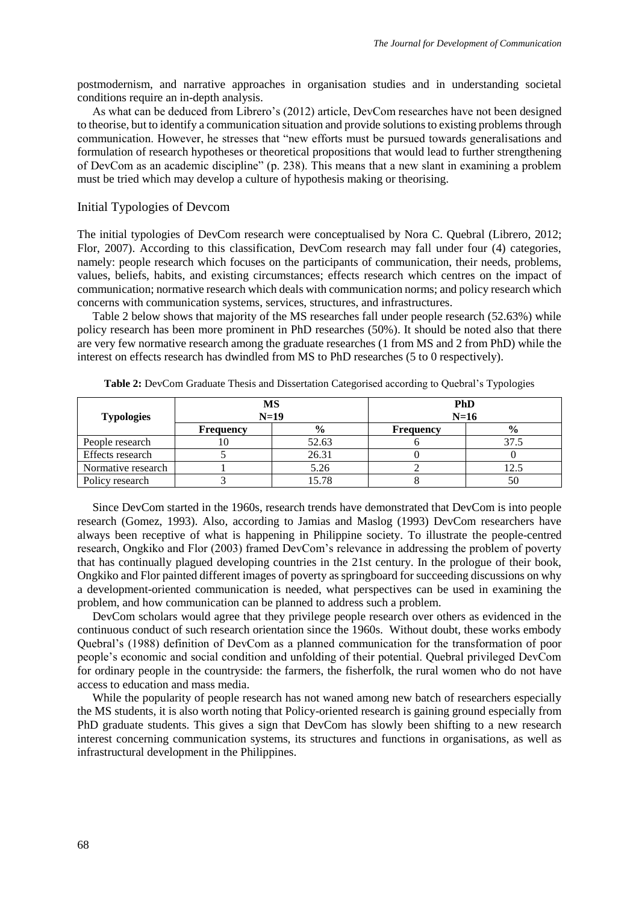postmodernism, and narrative approaches in organisation studies and in understanding societal conditions require an in-depth analysis.

As what can be deduced from Librero's (2012) article, DevCom researches have not been designed to theorise, but to identify a communication situation and provide solutions to existing problems through communication. However, he stresses that "new efforts must be pursued towards generalisations and formulation of research hypotheses or theoretical propositions that would lead to further strengthening of DevCom as an academic discipline" (p. 238). This means that a new slant in examining a problem must be tried which may develop a culture of hypothesis making or theorising.

## Initial Typologies of Devcom

The initial typologies of DevCom research were conceptualised by Nora C. Quebral (Librero, 2012; Flor, 2007). According to this classification, DevCom research may fall under four (4) categories, namely: people research which focuses on the participants of communication, their needs, problems, values, beliefs, habits, and existing circumstances; effects research which centres on the impact of communication; normative research which deals with communication norms; and policy research which concerns with communication systems, services, structures, and infrastructures.

Table 2 below shows that majority of the MS researches fall under people research (52.63%) while policy research has been more prominent in PhD researches (50%). It should be noted also that there are very few normative research among the graduate researches (1 from MS and 2 from PhD) while the interest on effects research has dwindled from MS to PhD researches (5 to 0 respectively).

**Table 2:** DevCom Graduate Thesis and Dissertation Categorised according to Quebral's Typologies

| Typologies | MS N=19 | | PhD N=16 | |
|---|---|---|---|---|
| | **Frequency** | **%** | **Frequency** | **%** |
| People research | 10 | 52.63 | 6 | 37.5 |
| Effects research | 5 | 26.31 | 0 | 0 |
| Normative research | 1 | 5.26 | 2 | 12.5 |
| Policy research | 3 | 15.78 | 8 | 50 |

Since DevCom started in the 1960s, research trends have demonstrated that DevCom is into people research (Gomez, 1993). Also, according to Jamias and Maslog (1993) DevCom researchers have always been receptive of what is happening in Philippine society. To illustrate the people-centred research, Ongkiko and Flor (2003) framed DevCom's relevance in addressing the problem of poverty that has continually plagued developing countries in the 21st century. In the prologue of their book, Ongkiko and Flor painted different images of poverty as springboard for succeeding discussions on why a development-oriented communication is needed, what perspectives can be used in examining the problem, and how communication can be planned to address such a problem.

DevCom scholars would agree that they privilege people research over others as evidenced in the continuous conduct of such research orientation since the 1960s. Without doubt, these works embody Quebral's (1988) definition of DevCom as a planned communication for the transformation of poor people's economic and social condition and unfolding of their potential. Quebral privileged DevCom for ordinary people in the countryside: the farmers, the fisherfolk, the rural women who do not have access to education and mass media.

While the popularity of people research has not waned among new batch of researchers especially the MS students, it is also worth noting that Policy-oriented research is gaining ground especially from PhD graduate students. This gives a sign that DevCom has slowly been shifting to a new research interest concerning communication systems, its structures and functions in organisations, as well as infrastructural development in the Philippines.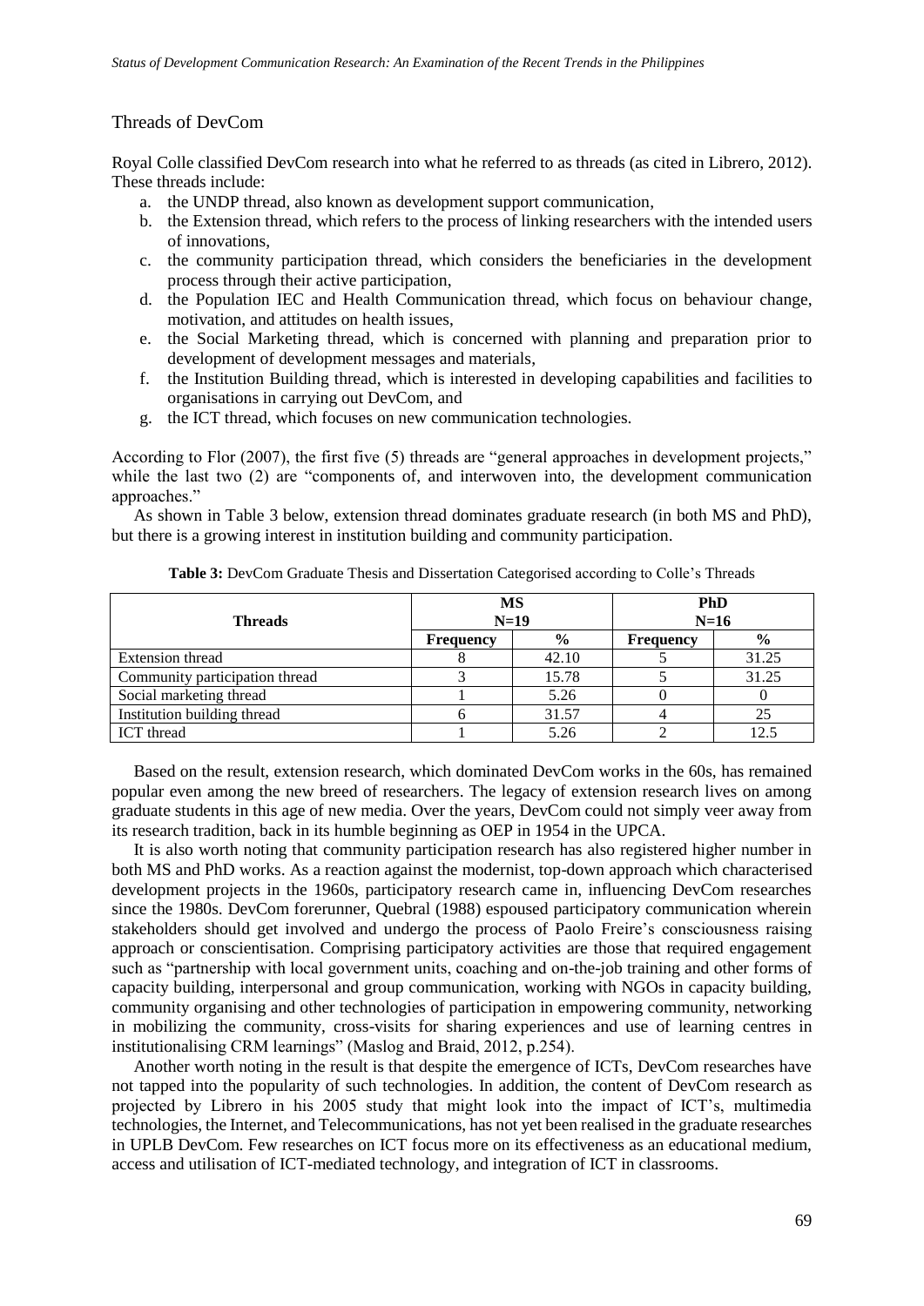## Threads of DevCom

Royal Colle classified DevCom research into what he referred to as threads (as cited in Librero, 2012). These threads include:

a. the UNDP thread, also known as development support communication,
b. the Extension thread, which refers to the process of linking researchers with the intended users of innovations,
c. the community participation thread, which considers the beneficiaries in the development process through their active participation,
d. the Population IEC and Health Communication thread, which focus on behaviour change, motivation, and attitudes on health issues,
e. the Social Marketing thread, which is concerned with planning and preparation prior to development of development messages and materials,
f. the Institution Building thread, which is interested in developing capabilities and facilities to organisations in carrying out DevCom, and
g. the ICT thread, which focuses on new communication technologies.

According to Flor (2007), the first five (5) threads are "general approaches in development projects," while the last two (2) are "components of, and interwoven into, the development communication approaches."

As shown in Table 3 below, extension thread dominates graduate research (in both MS and PhD), but there is a growing interest in institution building and community participation.

**Table 3:** DevCom Graduate Thesis and Dissertation Categorised according to Colle's Threads

| Threads | MS N=19 | | PhD N=16 | |
|---|---|---|---|---|
| | Frequency | % | Frequency | % |
| Extension thread | 8 | 42.10 | 5 | 31.25 |
| Community participation thread | 3 | 15.78 | 5 | 31.25 |
| Social marketing thread | 1 | 5.26 | 0 | 0 |
| Institution building thread | 6 | 31.57 | 4 | 25 |
| ICT thread | 1 | 5.26 | 2 | 12.5 |

Based on the result, extension research, which dominated DevCom works in the 60s, has remained popular even among the new breed of researchers. The legacy of extension research lives on among graduate students in this age of new media. Over the years, DevCom could not simply veer away from its research tradition, back in its humble beginning as OEP in 1954 in the UPCA.

It is also worth noting that community participation research has also registered higher number in both MS and PhD works. As a reaction against the modernist, top-down approach which characterised development projects in the 1960s, participatory research came in, influencing DevCom researches since the 1980s. DevCom forerunner, Quebral (1988) espoused participatory communication wherein stakeholders should get involved and undergo the process of Paolo Freire's consciousness raising approach or conscientisation. Comprising participatory activities are those that required engagement such as "partnership with local government units, coaching and on-the-job training and other forms of capacity building, interpersonal and group communication, working with NGOs in capacity building, community organising and other technologies of participation in empowering community, networking in mobilizing the community, cross-visits for sharing experiences and use of learning centres in institutionalising CRM learnings" (Maslog and Braid, 2012, p.254).

Another worth noting in the result is that despite the emergence of ICTs, DevCom researches have not tapped into the popularity of such technologies. In addition, the content of DevCom research as projected by Librero in his 2005 study that might look into the impact of ICT's, multimedia technologies, the Internet, and Telecommunications, has not yet been realised in the graduate researches in UPLB DevCom. Few researches on ICT focus more on its effectiveness as an educational medium, access and utilisation of ICT-mediated technology, and integration of ICT in classrooms.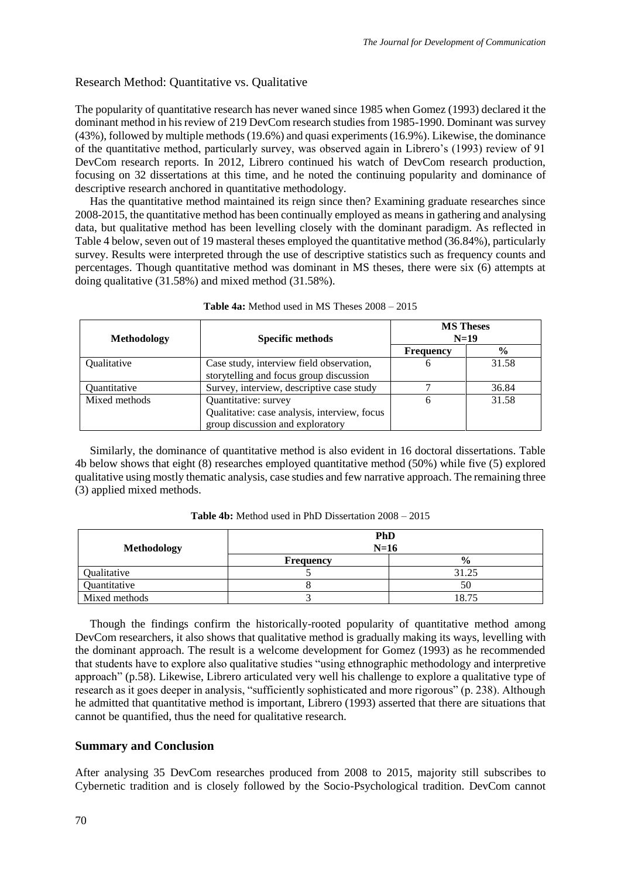### Research Method: Quantitative vs. Qualitative

The popularity of quantitative research has never waned since 1985 when Gomez (1993) declared it the dominant method in his review of 219 DevCom research studies from 1985-1990. Dominant was survey (43%), followed by multiple methods (19.6%) and quasi experiments (16.9%). Likewise, the dominance of the quantitative method, particularly survey, was observed again in Librero's (1993) review of 91 DevCom research reports. In 2012, Librero continued his watch of DevCom research production, focusing on 32 dissertations at this time, and he noted the continuing popularity and dominance of descriptive research anchored in quantitative methodology.

Has the quantitative method maintained its reign since then? Examining graduate researches since 2008-2015, the quantitative method has been continually employed as means in gathering and analysing data, but qualitative method has been levelling closely with the dominant paradigm. As reflected in Table 4 below, seven out of 19 masteral theses employed the quantitative method (36.84%), particularly survey. Results were interpreted through the use of descriptive statistics such as frequency counts and percentages. Though quantitative method was dominant in MS theses, there were six (6) attempts at doing qualitative (31.58%) and mixed method (31.58%).

**Table 4a:** Method used in MS Theses 2008 – 2015

| Methodology | Specific methods | MS Theses N=19 | |
|---|---|---|---|
| | | Frequency | % |
| Qualitative | Case study, interview field observation, storytelling and focus group discussion | 6 | 31.58 |
| Quantitative | Survey, interview, descriptive case study | 7 | 36.84 |
| Mixed methods | Quantitative: survey<br>Qualitative: case analysis, interview, focus group discussion and exploratory | 6 | 31.58 |

Similarly, the dominance of quantitative method is also evident in 16 doctoral dissertations. Table 4b below shows that eight (8) researches employed quantitative method (50%) while five (5) explored qualitative using mostly thematic analysis, case studies and few narrative approach. The remaining three (3) applied mixed methods.

**Table 4b:** Method used in PhD Dissertation 2008 – 2015

| Methodology | PhD N=16 | |
|---|---|---|
| | Frequency | % |
| Qualitative | 5 | 31.25 |
| Quantitative | 8 | 50 |
| Mixed methods | 3 | 18.75 |

Though the findings confirm the historically-rooted popularity of quantitative method among DevCom researchers, it also shows that qualitative method is gradually making its ways, levelling with the dominant approach. The result is a welcome development for Gomez (1993) as he recommended that students have to explore also qualitative studies "using ethnographic methodology and interpretive approach" (p.58). Likewise, Librero articulated very well his challenge to explore a qualitative type of research as it goes deeper in analysis, "sufficiently sophisticated and more rigorous" (p. 238). Although he admitted that quantitative method is important, Librero (1993) asserted that there are situations that cannot be quantified, thus the need for qualitative research.

## Summary and Conclusion

After analysing 35 DevCom researches produced from 2008 to 2015, majority still subscribes to Cybernetic tradition and is closely followed by the Socio-Psychological tradition. DevCom cannot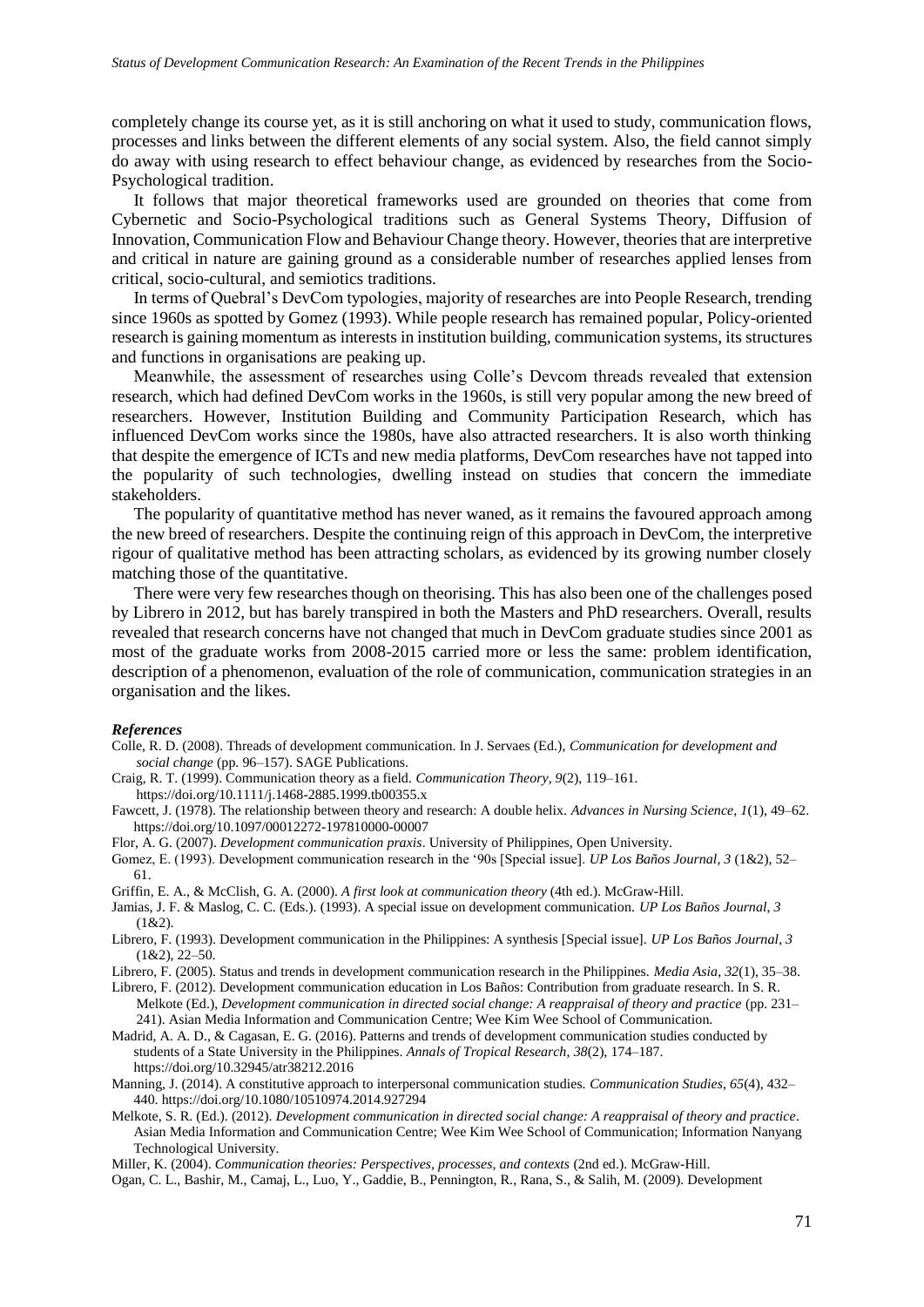completely change its course yet, as it is still anchoring on what it used to study, communication flows, processes and links between the different elements of any social system. Also, the field cannot simply do away with using research to effect behaviour change, as evidenced by researches from the Socio-Psychological tradition.

It follows that major theoretical frameworks used are grounded on theories that come from Cybernetic and Socio-Psychological traditions such as General Systems Theory, Diffusion of Innovation, Communication Flow and Behaviour Change theory. However, theories that are interpretive and critical in nature are gaining ground as a considerable number of researches applied lenses from critical, socio-cultural, and semiotics traditions.

In terms of Quebral's DevCom typologies, majority of researches are into People Research, trending since 1960s as spotted by Gomez (1993). While people research has remained popular, Policy-oriented research is gaining momentum as interests in institution building, communication systems, its structures and functions in organisations are peaking up.

Meanwhile, the assessment of researches using Colle's Devcom threads revealed that extension research, which had defined DevCom works in the 1960s, is still very popular among the new breed of researchers. However, Institution Building and Community Participation Research, which has influenced DevCom works since the 1980s, have also attracted researchers. It is also worth thinking that despite the emergence of ICTs and new media platforms, DevCom researches have not tapped into the popularity of such technologies, dwelling instead on studies that concern the immediate stakeholders.

The popularity of quantitative method has never waned, as it remains the favoured approach among the new breed of researchers. Despite the continuing reign of this approach in DevCom, the interpretive rigour of qualitative method has been attracting scholars, as evidenced by its growing number closely matching those of the quantitative.

There were very few researches though on theorising. This has also been one of the challenges posed by Librero in 2012, but has barely transpired in both the Masters and PhD researchers. Overall, results revealed that research concerns have not changed that much in DevCom graduate studies since 2001 as most of the graduate works from 2008-2015 carried more or less the same: problem identification, description of a phenomenon, evaluation of the role of communication, communication strategies in an organisation and the likes.

***References***

Colle, R. D. (2008). Threads of development communication. In J. Servaes (Ed.), *Communication for development and social change* (pp. 96–157). SAGE Publications.

Craig, R. T. (1999). Communication theory as a field. *Communication Theory*, *9*(2), 119–161. https://doi.org/10.1111/j.1468-2885.1999.tb00355.x

Fawcett, J. (1978). The relationship between theory and research: A double helix. *Advances in Nursing Science*, *1*(1), 49–62. https://doi.org/10.1097/00012272-197810000-00007

Flor, A. G. (2007). *Development communication praxis*. University of Philippines, Open University.

Gomez, E. (1993). Development communication research in the '90s [Special issue]. *UP Los Baños Journal*, *3* (1&2), 52–61.

Griffin, E. A., & McClish, G. A. (2000). *A first look at communication theory* (4th ed.). McGraw-Hill.

Jamias, J. F. & Maslog, C. C. (Eds.). (1993). A special issue on development communication. *UP Los Baños Journal*, *3* (1&2).

Librero, F. (1993). Development communication in the Philippines: A synthesis [Special issue]. *UP Los Baños Journal*, *3* (1&2), 22–50.

Librero, F. (2005). Status and trends in development communication research in the Philippines. *Media Asia*, *32*(1), 35–38.

Librero, F. (2012). Development communication education in Los Baños: Contribution from graduate research. In S. R. Melkote (Ed.), *Development communication in directed social change: A reappraisal of theory and practice* (pp. 231–241). Asian Media Information and Communication Centre; Wee Kim Wee School of Communication.

Madrid, A. A. D., & Cagasan, E. G. (2016). Patterns and trends of development communication studies conducted by students of a State University in the Philippines. *Annals of Tropical Research*, *38*(2), 174–187. https://doi.org/10.32945/atr38212.2016

Manning, J. (2014). A constitutive approach to interpersonal communication studies. *Communication Studies*, *65*(4), 432–440. https://doi.org/10.1080/10510974.2014.927294

Melkote, S. R. (Ed.). (2012). *Development communication in directed social change: A reappraisal of theory and practice*. Asian Media Information and Communication Centre; Wee Kim Wee School of Communication; Information Nanyang Technological University.

Miller, K. (2004). *Communication theories: Perspectives, processes, and contexts* (2nd ed.). McGraw-Hill.

Ogan, C. L., Bashir, M., Camaj, L., Luo, Y., Gaddie, B., Pennington, R., Rana, S., & Salih, M. (2009). Development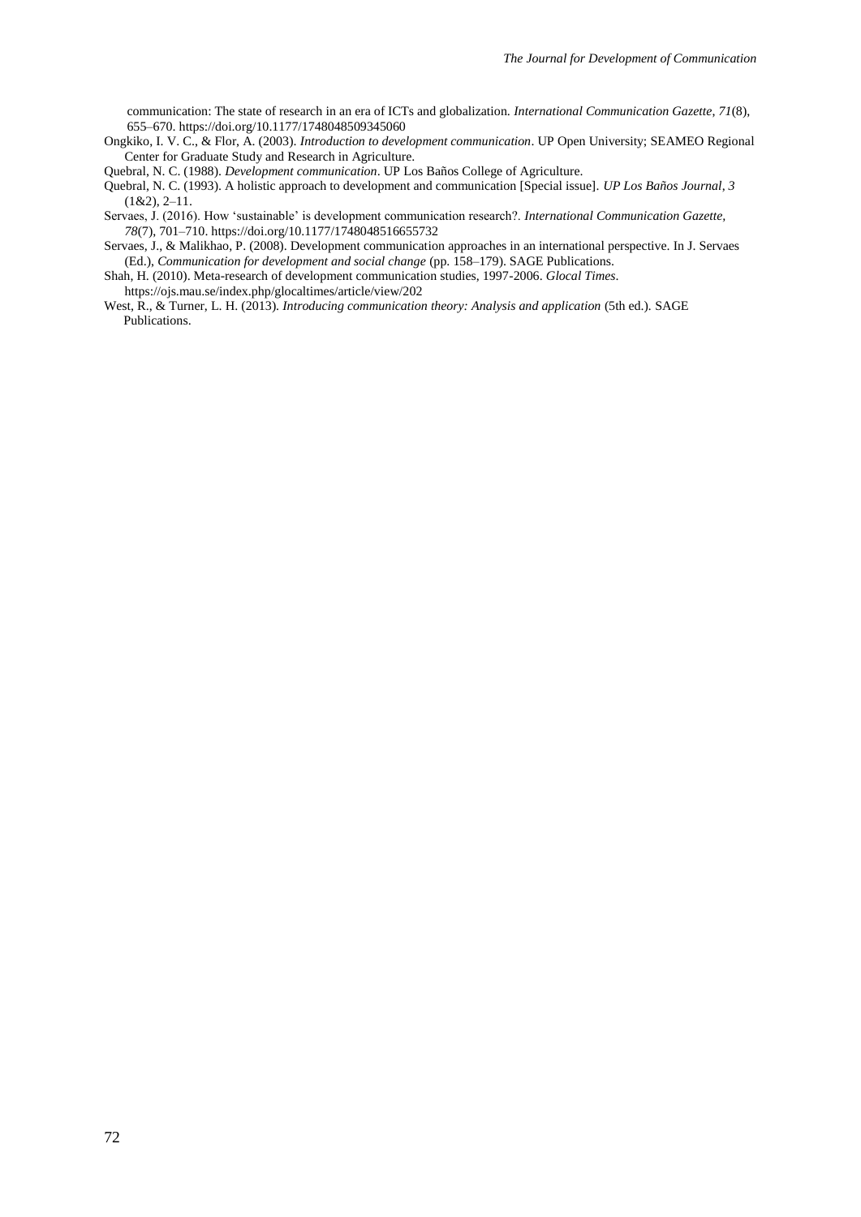communication: The state of research in an era of ICTs and globalization. *International Communication Gazette*, *71*(8), 655–670. https://doi.org/10.1177/1748048509345060

Ongkiko, I. V. C., & Flor, A. (2003). *Introduction to development communication*. UP Open University; SEAMEO Regional Center for Graduate Study and Research in Agriculture.

Quebral, N. C. (1988). *Development communication*. UP Los Baños College of Agriculture.

Quebral, N. C. (1993). A holistic approach to development and communication [Special issue]. *UP Los Baños Journal*, *3* (1&2), 2–11.

Servaes, J. (2016). How 'sustainable' is development communication research?. *International Communication Gazette*, *78*(7), 701–710. https://doi.org/10.1177/1748048516655732

Servaes, J., & Malikhao, P. (2008). Development communication approaches in an international perspective. In J. Servaes (Ed.), *Communication for development and social change* (pp. 158–179). SAGE Publications.

Shah, H. (2010). Meta-research of development communication studies, 1997-2006. *Glocal Times*. https://ojs.mau.se/index.php/glocaltimes/article/view/202

West, R., & Turner, L. H. (2013). *Introducing communication theory: Analysis and application* (5th ed.). SAGE Publications.